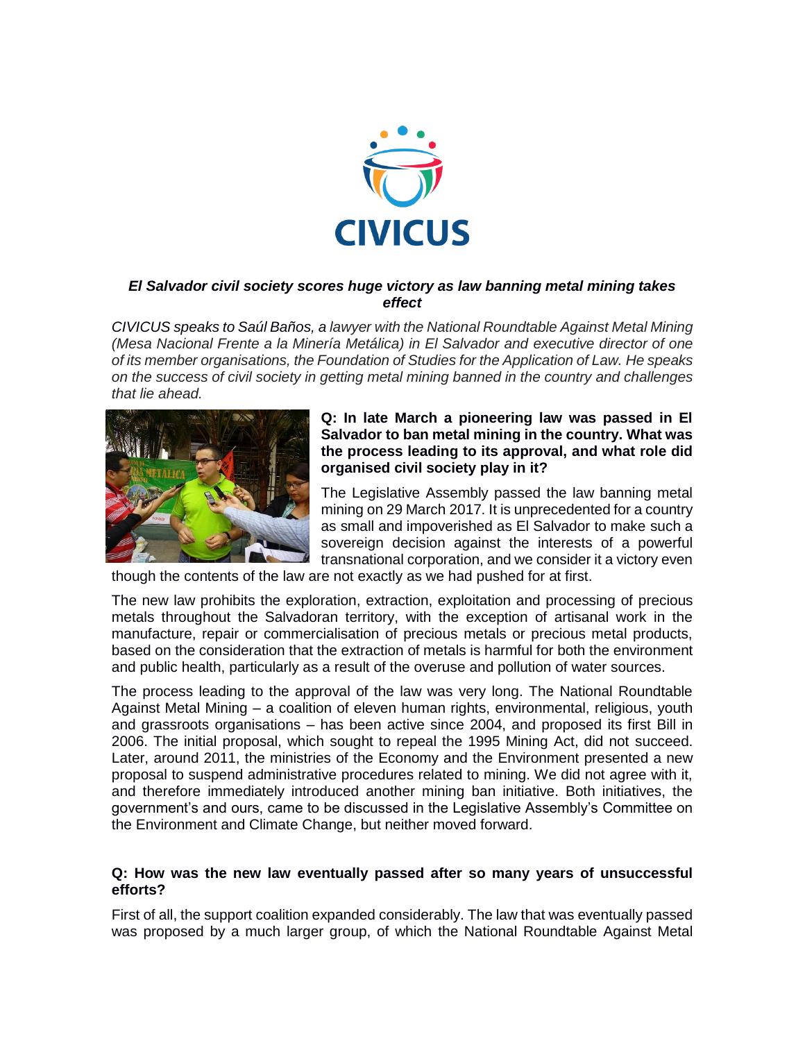CIVICUS

### *El Salvador civil society scores huge victory as law banning metal mining takes effect*

*CIVICUS speaks to Saúl Baños, a lawyer with the National Roundtable Against Metal Mining (Mesa Nacional Frente a la Minería Metálica) in El Salvador and executive director of one of its member organisations, the Foundation of Studies for the Application of Law. He speaks on the success of civil society in getting metal mining banned in the country and challenges that lie ahead.*

**Q: In late March a pioneering law was passed in El Salvador to ban metal mining in the country. What was the process leading to its approval, and what role did organised civil society play in it?**

The Legislative Assembly passed the law banning metal mining on 29 March 2017. It is unprecedented for a country as small and impoverished as El Salvador to make such a sovereign decision against the interests of a powerful transnational corporation, and we consider it a victory even though the contents of the law are not exactly as we had pushed for at first.

The new law prohibits the exploration, extraction, exploitation and processing of precious metals throughout the Salvadoran territory, with the exception of artisanal work in the manufacture, repair or commercialisation of precious metals or precious metal products, based on the consideration that the extraction of metals is harmful for both the environment and public health, particularly as a result of the overuse and pollution of water sources.

The process leading to the approval of the law was very long. The National Roundtable Against Metal Mining – a coalition of eleven human rights, environmental, religious, youth and grassroots organisations – has been active since 2004, and proposed its first Bill in 2006. The initial proposal, which sought to repeal the 1995 Mining Act, did not succeed. Later, around 2011, the ministries of the Economy and the Environment presented a new proposal to suspend administrative procedures related to mining. We did not agree with it, and therefore immediately introduced another mining ban initiative. Both initiatives, the government's and ours, came to be discussed in the Legislative Assembly's Committee on the Environment and Climate Change, but neither moved forward.

**Q: How was the new law eventually passed after so many years of unsuccessful efforts?**

First of all, the support coalition expanded considerably. The law that was eventually passed was proposed by a much larger group, of which the National Roundtable Against Metal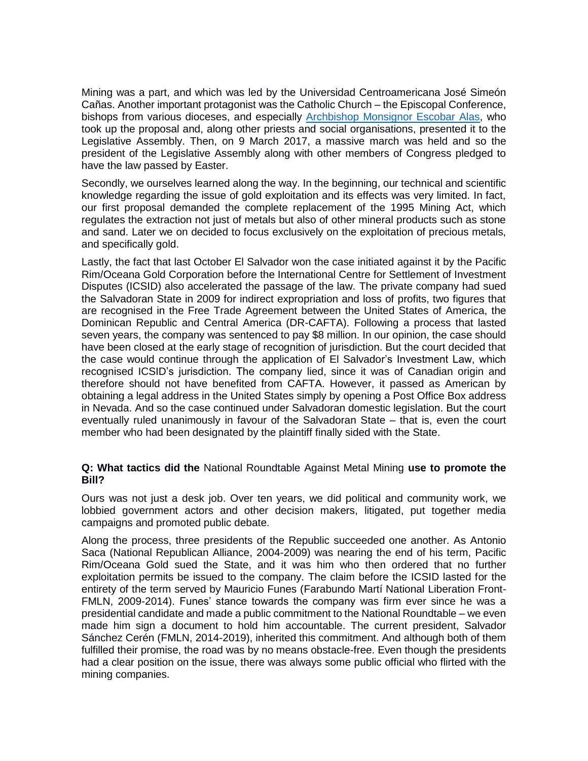Mining was a part, and which was led by the Universidad Centroamericana José Simeón Cañas. Another important protagonist was the Catholic Church – the Episcopal Conference, bishops from various dioceses, and especially [Archbishop Monsignor Escobar Alas](), who took up the proposal and, along other priests and social organisations, presented it to the Legislative Assembly. Then, on 9 March 2017, a massive march was held and so the president of the Legislative Assembly along with other members of Congress pledged to have the law passed by Easter.

Secondly, we ourselves learned along the way. In the beginning, our technical and scientific knowledge regarding the issue of gold exploitation and its effects was very limited. In fact, our first proposal demanded the complete replacement of the 1995 Mining Act, which regulates the extraction not just of metals but also of other mineral products such as stone and sand. Later we on decided to focus exclusively on the exploitation of precious metals, and specifically gold.

Lastly, the fact that last October El Salvador won the case initiated against it by the Pacific Rim/Oceana Gold Corporation before the International Centre for Settlement of Investment Disputes (ICSID) also accelerated the passage of the law. The private company had sued the Salvadoran State in 2009 for indirect expropriation and loss of profits, two figures that are recognised in the Free Trade Agreement between the United States of America, the Dominican Republic and Central America (DR-CAFTA). Following a process that lasted seven years, the company was sentenced to pay $8 million. In our opinion, the case should have been closed at the early stage of recognition of jurisdiction. But the court decided that the case would continue through the application of El Salvador's Investment Law, which recognised ICSID's jurisdiction. The company lied, since it was of Canadian origin and therefore should not have benefited from CAFTA. However, it passed as American by obtaining a legal address in the United States simply by opening a Post Office Box address in Nevada. And so the case continued under Salvadoran domestic legislation. But the court eventually ruled unanimously in favour of the Salvadoran State – that is, even the court member who had been designated by the plaintiff finally sided with the State.

**Q: What tactics did the** National Roundtable Against Metal Mining **use to promote the Bill?**

Ours was not just a desk job. Over ten years, we did political and community work, we lobbied government actors and other decision makers, litigated, put together media campaigns and promoted public debate.

Along the process, three presidents of the Republic succeeded one another. As Antonio Saca (National Republican Alliance, 2004-2009) was nearing the end of his term, Pacific Rim/Oceana Gold sued the State, and it was him who then ordered that no further exploitation permits be issued to the company. The claim before the ICSID lasted for the entirety of the term served by Mauricio Funes (Farabundo Martí National Liberation Front-FMLN, 2009-2014). Funes' stance towards the company was firm ever since he was a presidential candidate and made a public commitment to the National Roundtable – we even made him sign a document to hold him accountable. The current president, Salvador Sánchez Cerén (FMLN, 2014-2019), inherited this commitment. And although both of them fulfilled their promise, the road was by no means obstacle-free. Even though the presidents had a clear position on the issue, there was always some public official who flirted with the mining companies.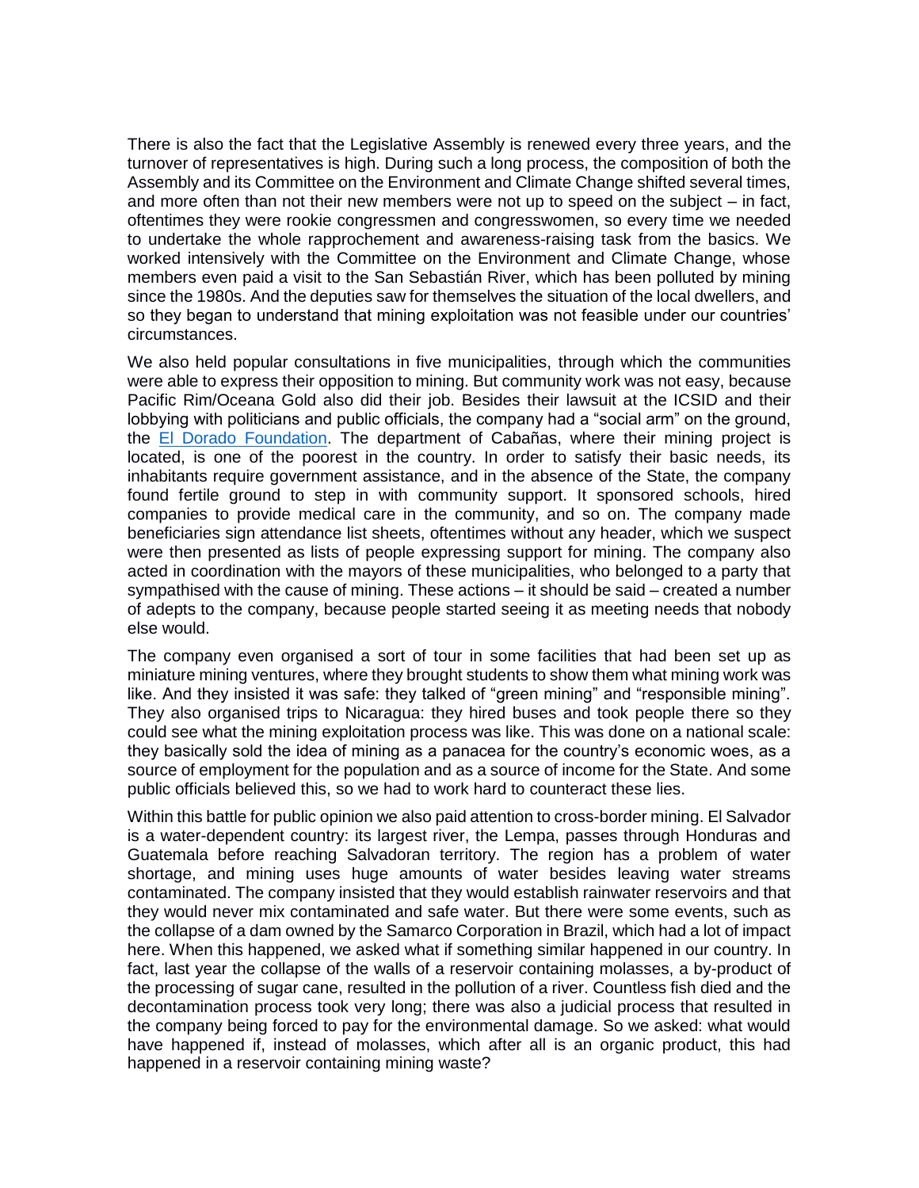There is also the fact that the Legislative Assembly is renewed every three years, and the turnover of representatives is high. During such a long process, the composition of both the Assembly and its Committee on the Environment and Climate Change shifted several times, and more often than not their new members were not up to speed on the subject – in fact, oftentimes they were rookie congressmen and congresswomen, so every time we needed to undertake the whole rapprochement and awareness-raising task from the basics. We worked intensively with the Committee on the Environment and Climate Change, whose members even paid a visit to the San Sebastián River, which has been polluted by mining since the 1980s. And the deputies saw for themselves the situation of the local dwellers, and so they began to understand that mining exploitation was not feasible under our countries' circumstances.

We also held popular consultations in five municipalities, through which the communities were able to express their opposition to mining. But community work was not easy, because Pacific Rim/Oceana Gold also did their job. Besides their lawsuit at the ICSID and their lobbying with politicians and public officials, the company had a "social arm" on the ground, the [El Dorado Foundation](). The department of Cabañas, where their mining project is located, is one of the poorest in the country. In order to satisfy their basic needs, its inhabitants require government assistance, and in the absence of the State, the company found fertile ground to step in with community support. It sponsored schools, hired companies to provide medical care in the community, and so on. The company made beneficiaries sign attendance list sheets, oftentimes without any header, which we suspect were then presented as lists of people expressing support for mining. The company also acted in coordination with the mayors of these municipalities, who belonged to a party that sympathised with the cause of mining. These actions – it should be said – created a number of adepts to the company, because people started seeing it as meeting needs that nobody else would.

The company even organised a sort of tour in some facilities that had been set up as miniature mining ventures, where they brought students to show them what mining work was like. And they insisted it was safe: they talked of "green mining" and "responsible mining". They also organised trips to Nicaragua: they hired buses and took people there so they could see what the mining exploitation process was like. This was done on a national scale: they basically sold the idea of mining as a panacea for the country's economic woes, as a source of employment for the population and as a source of income for the State. And some public officials believed this, so we had to work hard to counteract these lies.

Within this battle for public opinion we also paid attention to cross-border mining. El Salvador is a water-dependent country: its largest river, the Lempa, passes through Honduras and Guatemala before reaching Salvadoran territory. The region has a problem of water shortage, and mining uses huge amounts of water besides leaving water streams contaminated. The company insisted that they would establish rainwater reservoirs and that they would never mix contaminated and safe water. But there were some events, such as the collapse of a dam owned by the Samarco Corporation in Brazil, which had a lot of impact here. When this happened, we asked what if something similar happened in our country. In fact, last year the collapse of the walls of a reservoir containing molasses, a by-product of the processing of sugar cane, resulted in the pollution of a river. Countless fish died and the decontamination process took very long; there was also a judicial process that resulted in the company being forced to pay for the environmental damage. So we asked: what would have happened if, instead of molasses, which after all is an organic product, this had happened in a reservoir containing mining waste?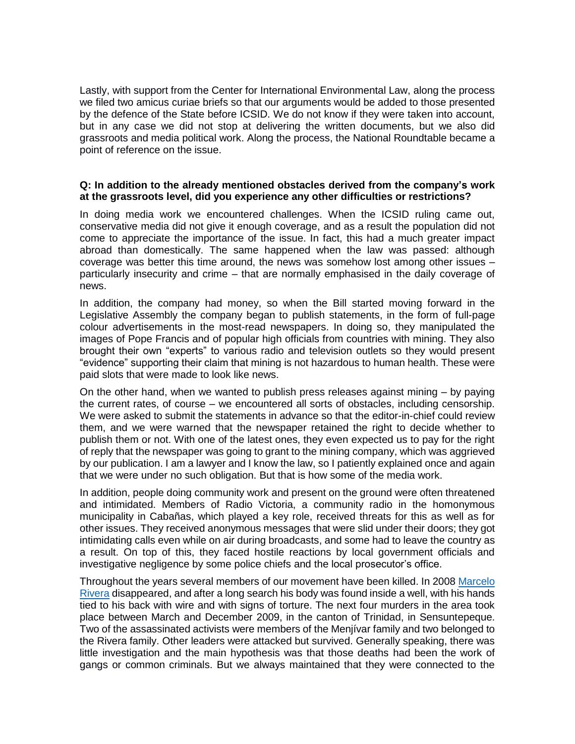Lastly, with support from the Center for International Environmental Law, along the process we filed two amicus curiae briefs so that our arguments would be added to those presented by the defence of the State before ICSID. We do not know if they were taken into account, but in any case we did not stop at delivering the written documents, but we also did grassroots and media political work. Along the process, the National Roundtable became a point of reference on the issue.

**Q: In addition to the already mentioned obstacles derived from the company's work at the grassroots level, did you experience any other difficulties or restrictions?**

In doing media work we encountered challenges. When the ICSID ruling came out, conservative media did not give it enough coverage, and as a result the population did not come to appreciate the importance of the issue. In fact, this had a much greater impact abroad than domestically. The same happened when the law was passed: although coverage was better this time around, the news was somehow lost among other issues – particularly insecurity and crime – that are normally emphasised in the daily coverage of news.

In addition, the company had money, so when the Bill started moving forward in the Legislative Assembly the company began to publish statements, in the form of full-page colour advertisements in the most-read newspapers. In doing so, they manipulated the images of Pope Francis and of popular high officials from countries with mining. They also brought their own "experts" to various radio and television outlets so they would present "evidence" supporting their claim that mining is not hazardous to human health. These were paid slots that were made to look like news.

On the other hand, when we wanted to publish press releases against mining – by paying the current rates, of course – we encountered all sorts of obstacles, including censorship. We were asked to submit the statements in advance so that the editor-in-chief could review them, and we were warned that the newspaper retained the right to decide whether to publish them or not. With one of the latest ones, they even expected us to pay for the right of reply that the newspaper was going to grant to the mining company, which was aggrieved by our publication. I am a lawyer and I know the law, so I patiently explained once and again that we were under no such obligation. But that is how some of the media work.

In addition, people doing community work and present on the ground were often threatened and intimidated. Members of Radio Victoria, a community radio in the homonymous municipality in Cabañas, which played a key role, received threats for this as well as for other issues. They received anonymous messages that were slid under their doors; they got intimidating calls even while on air during broadcasts, and some had to leave the country as a result. On top of this, they faced hostile reactions by local government officials and investigative negligence by some police chiefs and the local prosecutor's office.

Throughout the years several members of our movement have been killed. In 2008 [Marcelo Rivera] disappeared, and after a long search his body was found inside a well, with his hands tied to his back with wire and with signs of torture. The next four murders in the area took place between March and December 2009, in the canton of Trinidad, in Sensuntepeque. Two of the assassinated activists were members of the Menjívar family and two belonged to the Rivera family. Other leaders were attacked but survived. Generally speaking, there was little investigation and the main hypothesis was that those deaths had been the work of gangs or common criminals. But we always maintained that they were connected to the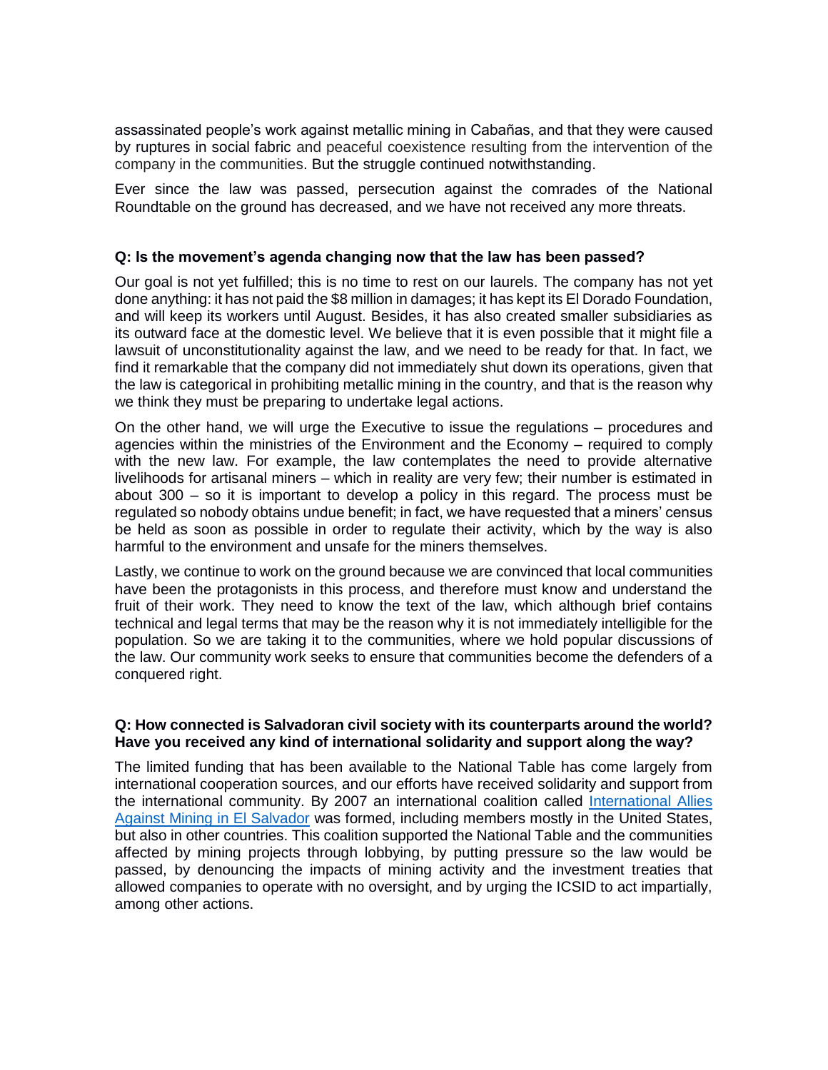assassinated people's work against metallic mining in Cabañas, and that they were caused by ruptures in social fabric and peaceful coexistence resulting from the intervention of the company in the communities. But the struggle continued notwithstanding.

Ever since the law was passed, persecution against the comrades of the National Roundtable on the ground has decreased, and we have not received any more threats.

**Q: Is the movement's agenda changing now that the law has been passed?**

Our goal is not yet fulfilled; this is no time to rest on our laurels. The company has not yet done anything: it has not paid the $8 million in damages; it has kept its El Dorado Foundation, and will keep its workers until August. Besides, it has also created smaller subsidiaries as its outward face at the domestic level. We believe that it is even possible that it might file a lawsuit of unconstitutionality against the law, and we need to be ready for that. In fact, we find it remarkable that the company did not immediately shut down its operations, given that the law is categorical in prohibiting metallic mining in the country, and that is the reason why we think they must be preparing to undertake legal actions.

On the other hand, we will urge the Executive to issue the regulations – procedures and agencies within the ministries of the Environment and the Economy – required to comply with the new law. For example, the law contemplates the need to provide alternative livelihoods for artisanal miners – which in reality are very few; their number is estimated in about 300 – so it is important to develop a policy in this regard. The process must be regulated so nobody obtains undue benefit; in fact, we have requested that a miners' census be held as soon as possible in order to regulate their activity, which by the way is also harmful to the environment and unsafe for the miners themselves.

Lastly, we continue to work on the ground because we are convinced that local communities have been the protagonists in this process, and therefore must know and understand the fruit of their work. They need to know the text of the law, which although brief contains technical and legal terms that may be the reason why it is not immediately intelligible for the population. So we are taking it to the communities, where we hold popular discussions of the law. Our community work seeks to ensure that communities become the defenders of a conquered right.

**Q: How connected is Salvadoran civil society with its counterparts around the world? Have you received any kind of international solidarity and support along the way?**

The limited funding that has been available to the National Table has come largely from international cooperation sources, and our efforts have received solidarity and support from the international community. By 2007 an international coalition called International Allies Against Mining in El Salvador was formed, including members mostly in the United States, but also in other countries. This coalition supported the National Table and the communities affected by mining projects through lobbying, by putting pressure so the law would be passed, by denouncing the impacts of mining activity and the investment treaties that allowed companies to operate with no oversight, and by urging the ICSID to act impartially, among other actions.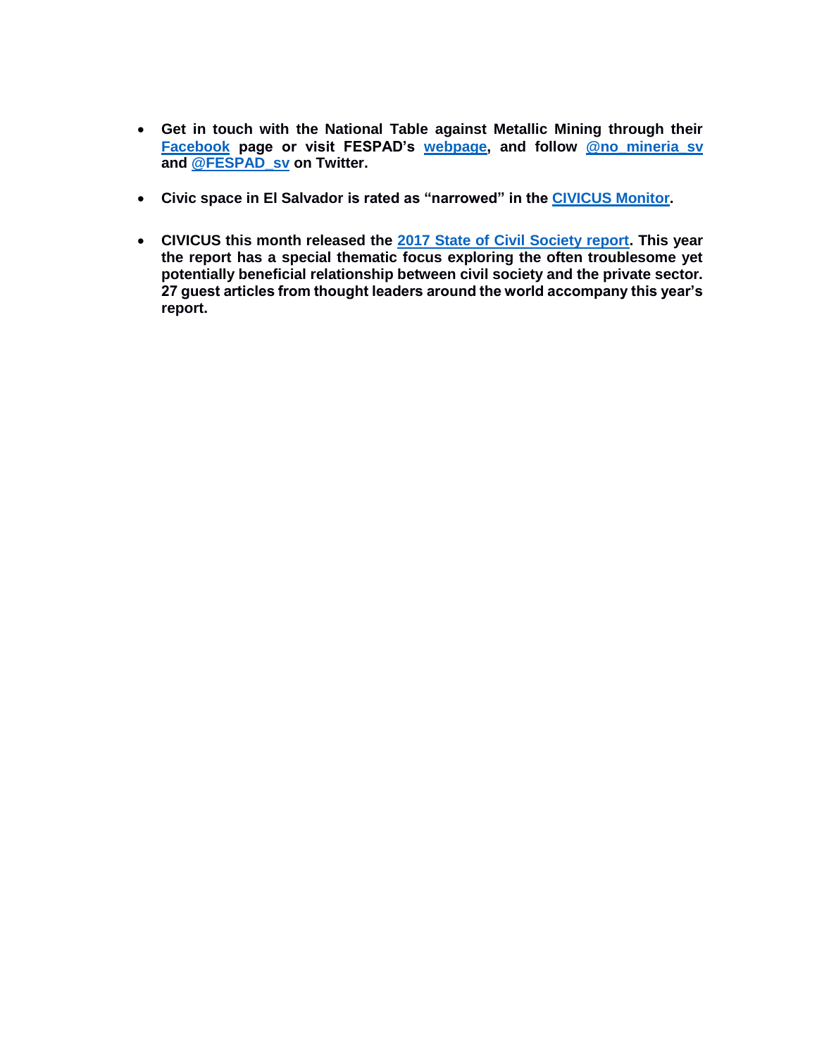- **Get in touch with the National Table against Metallic Mining through their Facebook page or visit FESPAD's webpage, and follow @no_mineria_sv and @FESPAD_sv on Twitter.**

- **Civic space in El Salvador is rated as "narrowed" in the CIVICUS Monitor.**

- **CIVICUS this month released the 2017 State of Civil Society report. This year the report has a special thematic focus exploring the often troublesome yet potentially beneficial relationship between civil society and the private sector. 27 guest articles from thought leaders around the world accompany this year's report.**